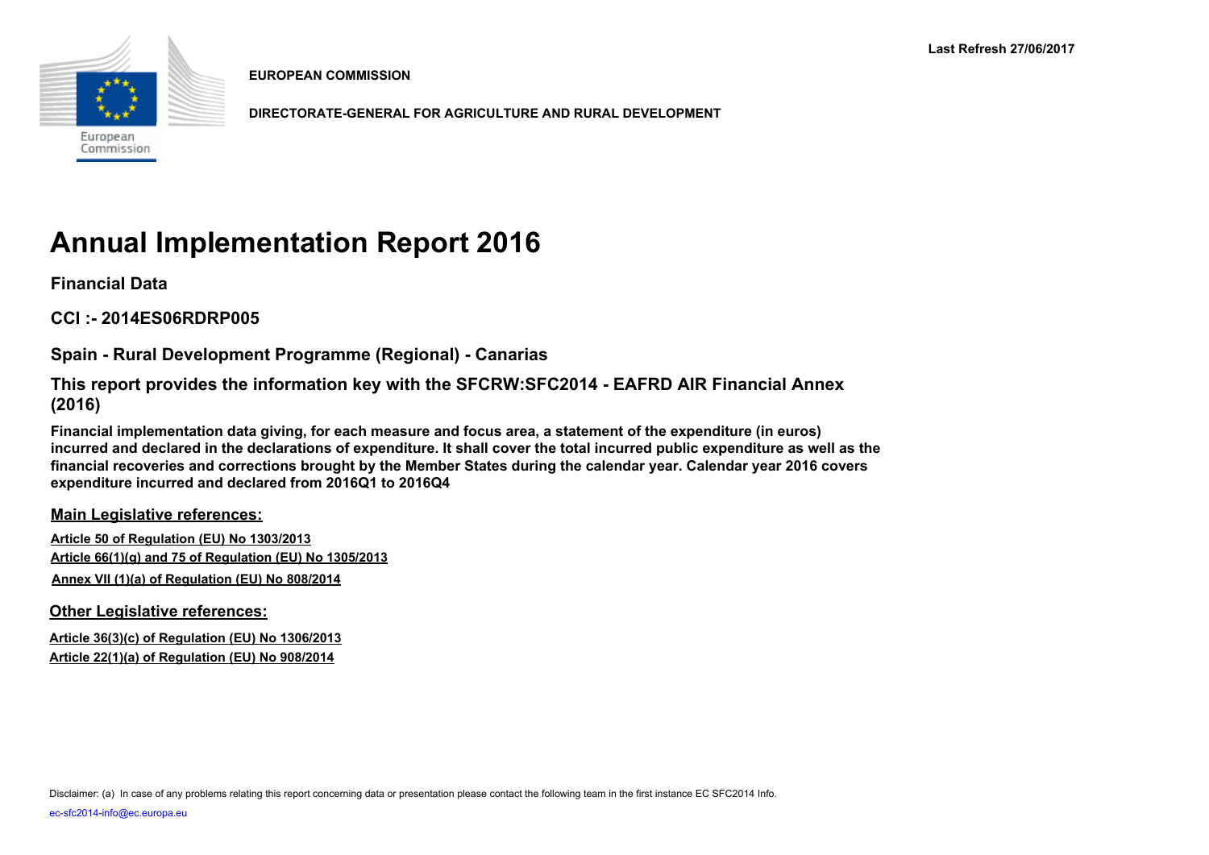Last Refresh 27/06/2017

**EUROPEAN COMMISSION**

**DIRECTORATE-GENERAL FOR AGRICULTURE AND RURAL DEVELOPMENT**

# Annual Implementation Report 2016

## Financial Data

## CCI :- 2014ES06RDRP005

## Spain - Rural Development Programme (Regional) - Canarias

## This report provides the information key with the SFCRW:SFC2014 - EAFRD AIR Financial Annex (2016)

**Financial implementation data giving, for each measure and focus area, a statement of the expenditure (in euros) incurred and declared in the declarations of expenditure. It shall cover the total incurred public expenditure as well as the financial recoveries and corrections brought by the Member States during the calendar year. Calendar year 2016 covers expenditure incurred and declared from 2016Q1 to 2016Q4**

### Main Legislative references:

Article 50 of Regulation (EU) No 1303/2013
Article 66(1)(g) and 75 of Regulation (EU) No 1305/2013
Annex VII (1)(a) of Regulation (EU) No 808/2014

### Other Legislative references:

Article 36(3)(c) of Regulation (EU) No 1306/2013
Article 22(1)(a) of Regulation (EU) No 908/2014

Disclaimer: (a) In case of any problems relating this report concerning data or presentation please contact the following team in the first instance EC SFC2014 Info.

ec-sfc2014-info@ec.europa.eu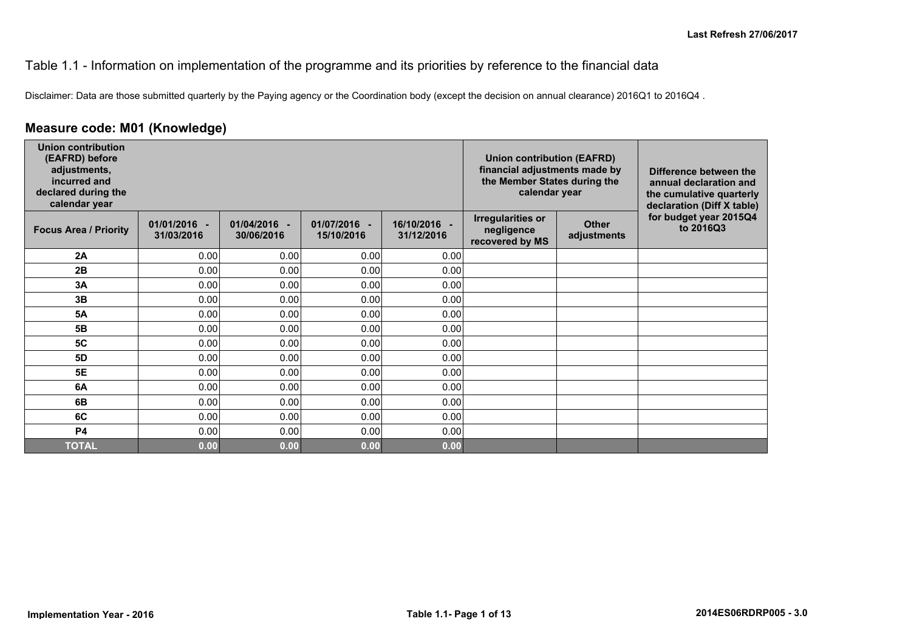Last Refresh 27/06/2017

# Table 1.1 - Information on implementation of the programme and its priorities by reference to the financial data

Disclaimer: Data are those submitted quarterly by the Paying agency or the Coordination body (except the decision on annual clearance) 2016Q1 to 2016Q4 .

## Measure code: M01 (Knowledge)

| Union contribution (EAFRD) before adjustments, incurred and declared during the calendar year | | | | | Union contribution (EAFRD) financial adjustments made by the Member States during the calendar year | | Difference between the annual declaration and the cumulative quarterly declaration (Diff X table) for budget year 2015Q4 to 2016Q3 |
|---|---|---|---|---|---|---|---|
| Focus Area / Priority | 01/01/2016 - 31/03/2016 | 01/04/2016 - 30/06/2016 | 01/07/2016 - 15/10/2016 | 16/10/2016 - 31/12/2016 | Irregularities or negligence recovered by MS | Other adjustments | |
| 2A | 0.00 | 0.00 | 0.00 | 0.00 | | | |
| 2B | 0.00 | 0.00 | 0.00 | 0.00 | | | |
| 3A | 0.00 | 0.00 | 0.00 | 0.00 | | | |
| 3B | 0.00 | 0.00 | 0.00 | 0.00 | | | |
| 5A | 0.00 | 0.00 | 0.00 | 0.00 | | | |
| 5B | 0.00 | 0.00 | 0.00 | 0.00 | | | |
| 5C | 0.00 | 0.00 | 0.00 | 0.00 | | | |
| 5D | 0.00 | 0.00 | 0.00 | 0.00 | | | |
| 5E | 0.00 | 0.00 | 0.00 | 0.00 | | | |
| 6A | 0.00 | 0.00 | 0.00 | 0.00 | | | |
| 6B | 0.00 | 0.00 | 0.00 | 0.00 | | | |
| 6C | 0.00 | 0.00 | 0.00 | 0.00 | | | |
| P4 | 0.00 | 0.00 | 0.00 | 0.00 | | | |
| **TOTAL** | **0.00** | **0.00** | **0.00** | **0.00** | | | |

Implementation Year - 2016

2014ES06RDRP005 - 3.0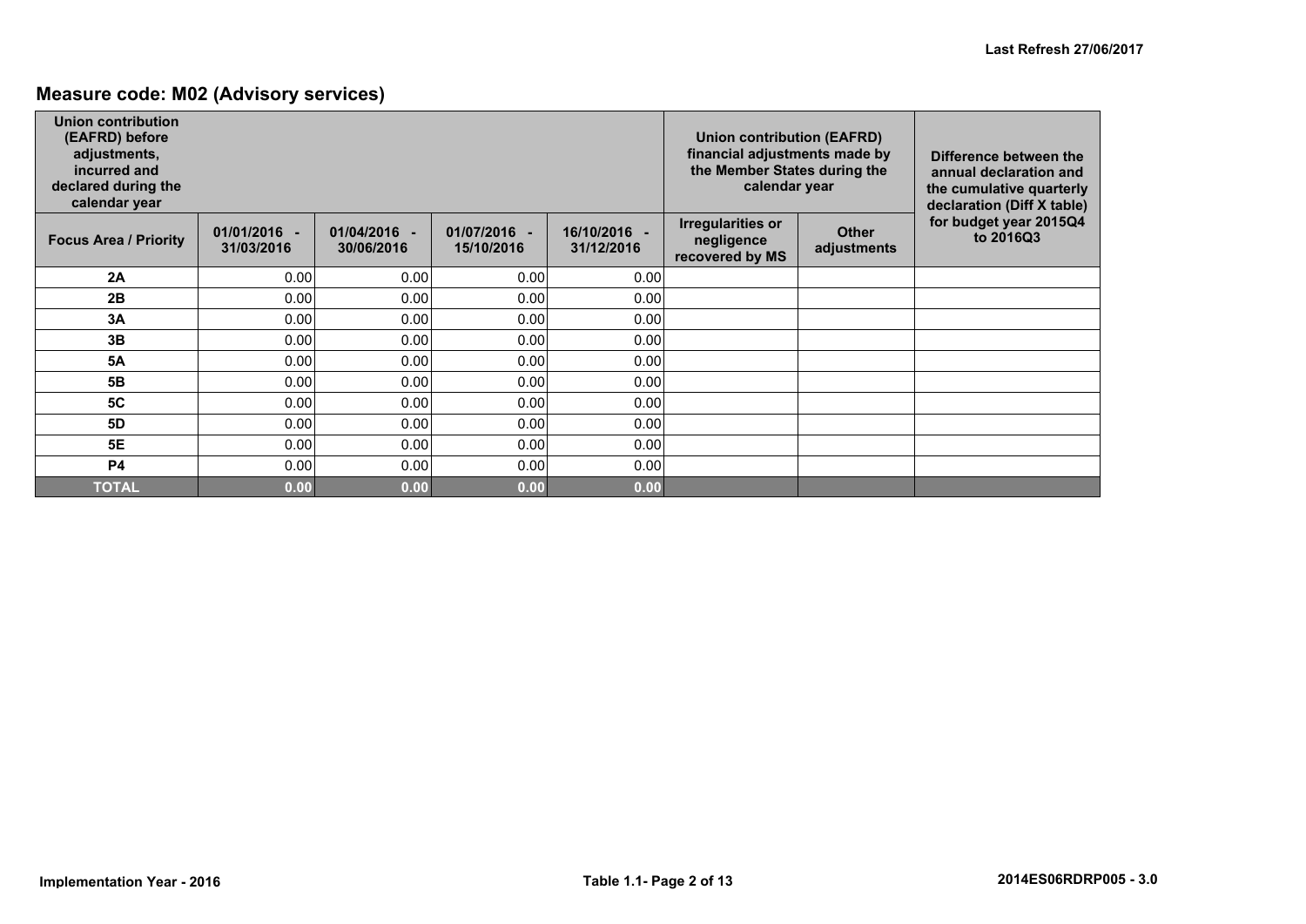## Measure code: M02 (Advisory services)

| Union contribution (EAFRD) before adjustments, incurred and declared during the calendar year | | | | | Union contribution (EAFRD) financial adjustments made by the Member States during the calendar year | | Difference between the annual declaration and the cumulative quarterly declaration (Diff X table) for budget year 2015Q4 to 2016Q3 |
|---|---|---|---|---|---|---|---|
| Focus Area / Priority | 01/01/2016 - 31/03/2016 | 01/04/2016 - 30/06/2016 | 01/07/2016 - 15/10/2016 | 16/10/2016 - 31/12/2016 | Irregularities or negligence recovered by MS | Other adjustments | |
| 2A | 0.00 | 0.00 | 0.00 | 0.00 | | | |
| 2B | 0.00 | 0.00 | 0.00 | 0.00 | | | |
| 3A | 0.00 | 0.00 | 0.00 | 0.00 | | | |
| 3B | 0.00 | 0.00 | 0.00 | 0.00 | | | |
| 5A | 0.00 | 0.00 | 0.00 | 0.00 | | | |
| 5B | 0.00 | 0.00 | 0.00 | 0.00 | | | |
| 5C | 0.00 | 0.00 | 0.00 | 0.00 | | | |
| 5D | 0.00 | 0.00 | 0.00 | 0.00 | | | |
| 5E | 0.00 | 0.00 | 0.00 | 0.00 | | | |
| P4 | 0.00 | 0.00 | 0.00 | 0.00 | | | |
| **TOTAL** | **0.00** | **0.00** | **0.00** | **0.00** | | | |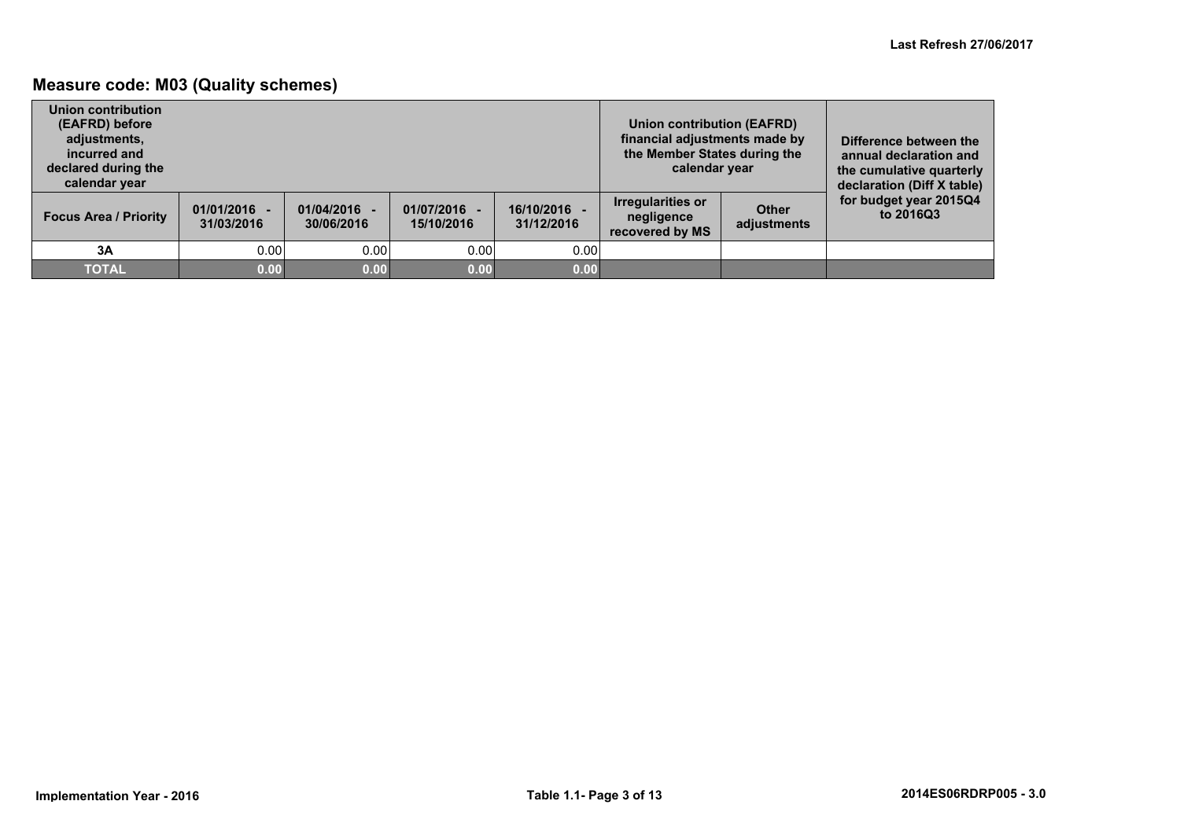## Measure code: M03 (Quality schemes)

| Union contribution (EAFRD) before adjustments, incurred and declared during the calendar year | | | | | Union contribution (EAFRD) financial adjustments made by the Member States during the calendar year | | Difference between the annual declaration and the cumulative quarterly declaration (Diff X table) for budget year 2015Q4 to 2016Q3 |
|---|---|---|---|---|---|---|---|
| **Focus Area / Priority** | **01/01/2016 - 31/03/2016** | **01/04/2016 - 30/06/2016** | **01/07/2016 - 15/10/2016** | **16/10/2016 - 31/12/2016** | **Irregularities or negligence recovered by MS** | **Other adjustments** | |
| **3A** | 0.00 | 0.00 | 0.00 | 0.00 | | | |
| **TOTAL** | **0.00** | **0.00** | **0.00** | **0.00** | | | |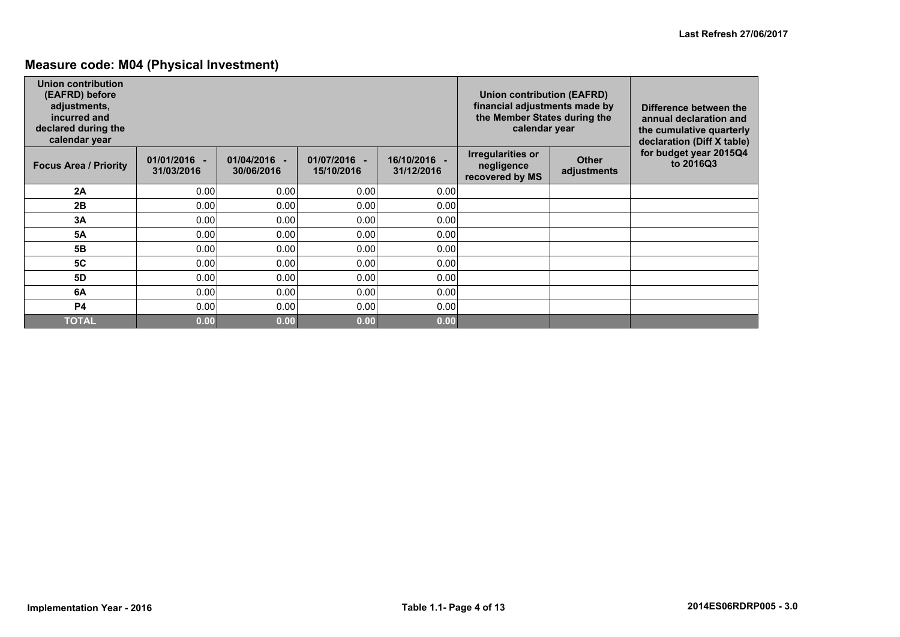## Measure code: M04 (Physical Investment)

| Union contribution (EAFRD) before adjustments, incurred and declared during the calendar year | | | | | Union contribution (EAFRD) financial adjustments made by the Member States during the calendar year | | Difference between the annual declaration and the cumulative quarterly declaration (Diff X table) for budget year 2015Q4 to 2016Q3 |
|---|---|---|---|---|---|---|---|
| **Focus Area / Priority** | **01/01/2016 - 31/03/2016** | **01/04/2016 - 30/06/2016** | **01/07/2016 - 15/10/2016** | **16/10/2016 - 31/12/2016** | **Irregularities or negligence recovered by MS** | **Other adjustments** | |
| **2A** | 0.00 | 0.00 | 0.00 | 0.00 | | | |
| **2B** | 0.00 | 0.00 | 0.00 | 0.00 | | | |
| **3A** | 0.00 | 0.00 | 0.00 | 0.00 | | | |
| **5A** | 0.00 | 0.00 | 0.00 | 0.00 | | | |
| **5B** | 0.00 | 0.00 | 0.00 | 0.00 | | | |
| **5C** | 0.00 | 0.00 | 0.00 | 0.00 | | | |
| **5D** | 0.00 | 0.00 | 0.00 | 0.00 | | | |
| **6A** | 0.00 | 0.00 | 0.00 | 0.00 | | | |
| **P4** | 0.00 | 0.00 | 0.00 | 0.00 | | | |
| **TOTAL** | **0.00** | **0.00** | **0.00** | **0.00** | | | |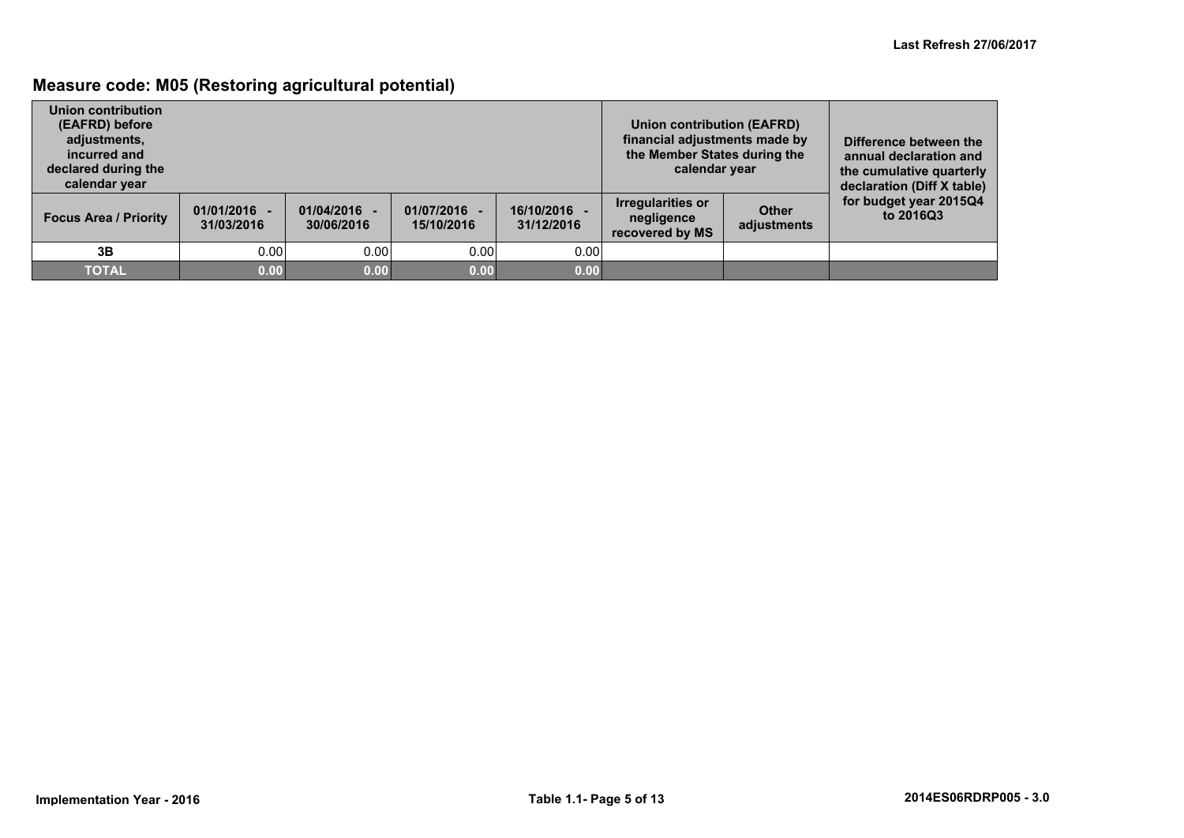## Measure code: M05 (Restoring agricultural potential)

| Union contribution (EAFRD) before adjustments, incurred and declared during the calendar year | | | | | Union contribution (EAFRD) financial adjustments made by the Member States during the calendar year | | Difference between the annual declaration and the cumulative quarterly declaration (Diff X table) for budget year 2015Q4 to 2016Q3 |
|---|---|---|---|---|---|---|---|
| Focus Area / Priority | 01/01/2016 - 31/03/2016 | 01/04/2016 - 30/06/2016 | 01/07/2016 - 15/10/2016 | 16/10/2016 - 31/12/2016 | Irregularities or negligence recovered by MS | Other adjustments | |
| 3B | 0.00 | 0.00 | 0.00 | 0.00 | | | |
| **TOTAL** | **0.00** | **0.00** | **0.00** | **0.00** | | | |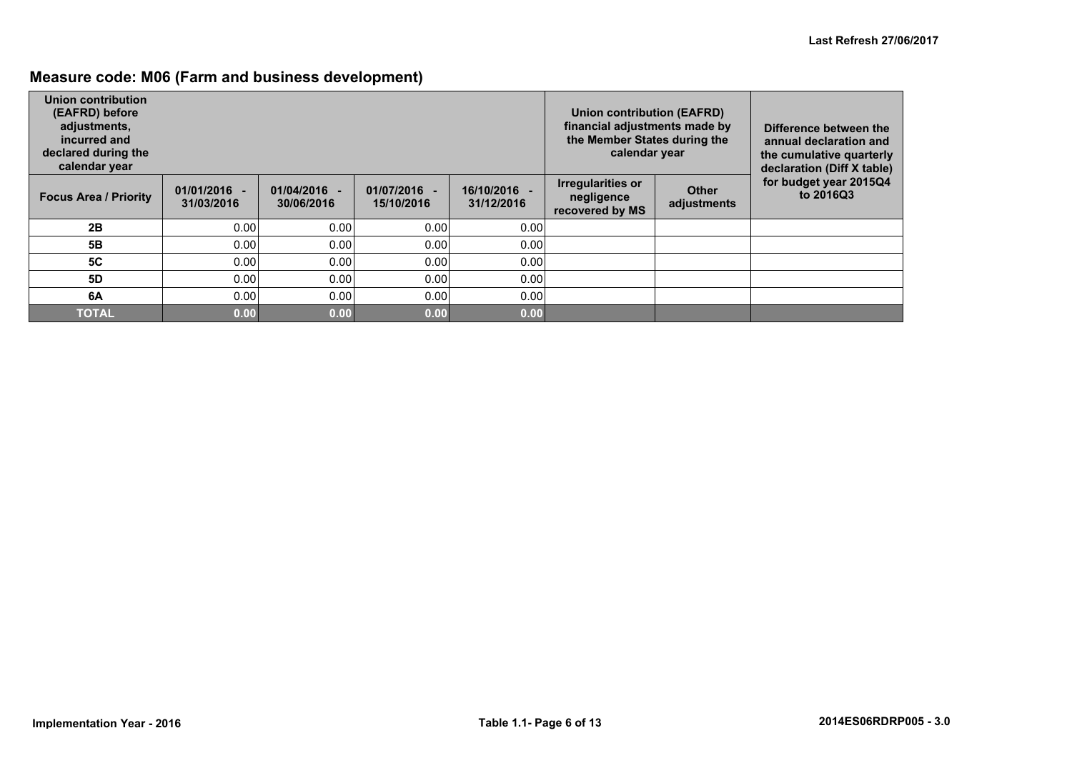## Measure code: M06 (Farm and business development)

| Union contribution (EAFRD) before adjustments, incurred and declared during the calendar year | | | | | Union contribution (EAFRD) financial adjustments made by the Member States during the calendar year | | Difference between the annual declaration and the cumulative quarterly declaration (Diff X table) for budget year 2015Q4 to 2016Q3 |
|---|---|---|---|---|---|---|---|
| **Focus Area / Priority** | **01/01/2016 - 31/03/2016** | **01/04/2016 - 30/06/2016** | **01/07/2016 - 15/10/2016** | **16/10/2016 - 31/12/2016** | **Irregularities or negligence recovered by MS** | **Other adjustments** | |
| **2B** | 0.00 | 0.00 | 0.00 | 0.00 | | | |
| **5B** | 0.00 | 0.00 | 0.00 | 0.00 | | | |
| **5C** | 0.00 | 0.00 | 0.00 | 0.00 | | | |
| **5D** | 0.00 | 0.00 | 0.00 | 0.00 | | | |
| **6A** | 0.00 | 0.00 | 0.00 | 0.00 | | | |
| **TOTAL** | **0.00** | **0.00** | **0.00** | **0.00** | | | |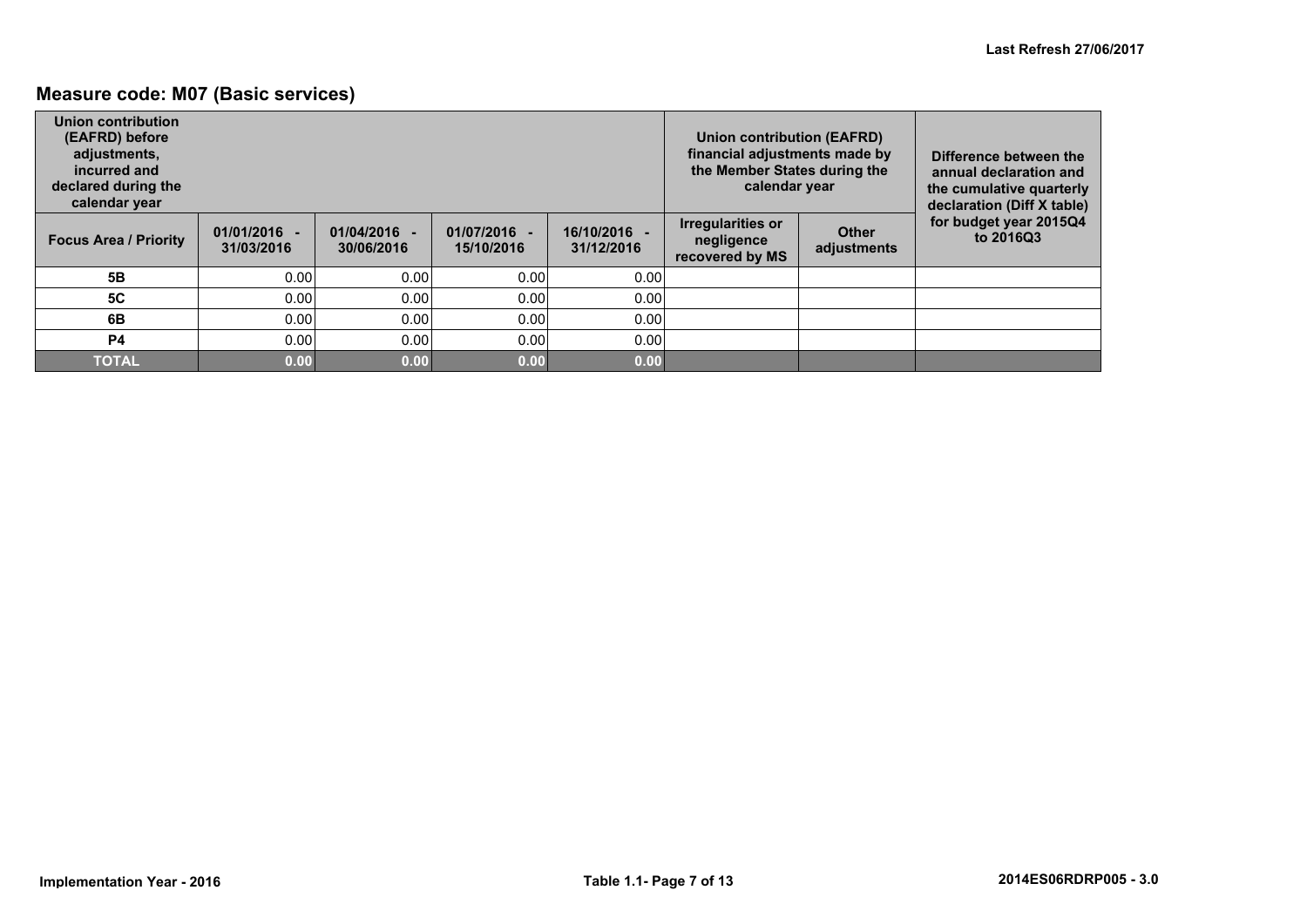## Measure code: M07 (Basic services)

| Union contribution (EAFRD) before adjustments, incurred and declared during the calendar year | | | | | Union contribution (EAFRD) financial adjustments made by the Member States during the calendar year | | Difference between the annual declaration and the cumulative quarterly declaration (Diff X table) for budget year 2015Q4 to 2016Q3 |
|---|---|---|---|---|---|---|---|
| Focus Area / Priority | 01/01/2016 - 31/03/2016 | 01/04/2016 - 30/06/2016 | 01/07/2016 - 15/10/2016 | 16/10/2016 - 31/12/2016 | Irregularities or negligence recovered by MS | Other adjustments | |
| 5B | 0.00 | 0.00 | 0.00 | 0.00 | | | |
| 5C | 0.00 | 0.00 | 0.00 | 0.00 | | | |
| 6B | 0.00 | 0.00 | 0.00 | 0.00 | | | |
| P4 | 0.00 | 0.00 | 0.00 | 0.00 | | | |
| **TOTAL** | **0.00** | **0.00** | **0.00** | **0.00** | | | |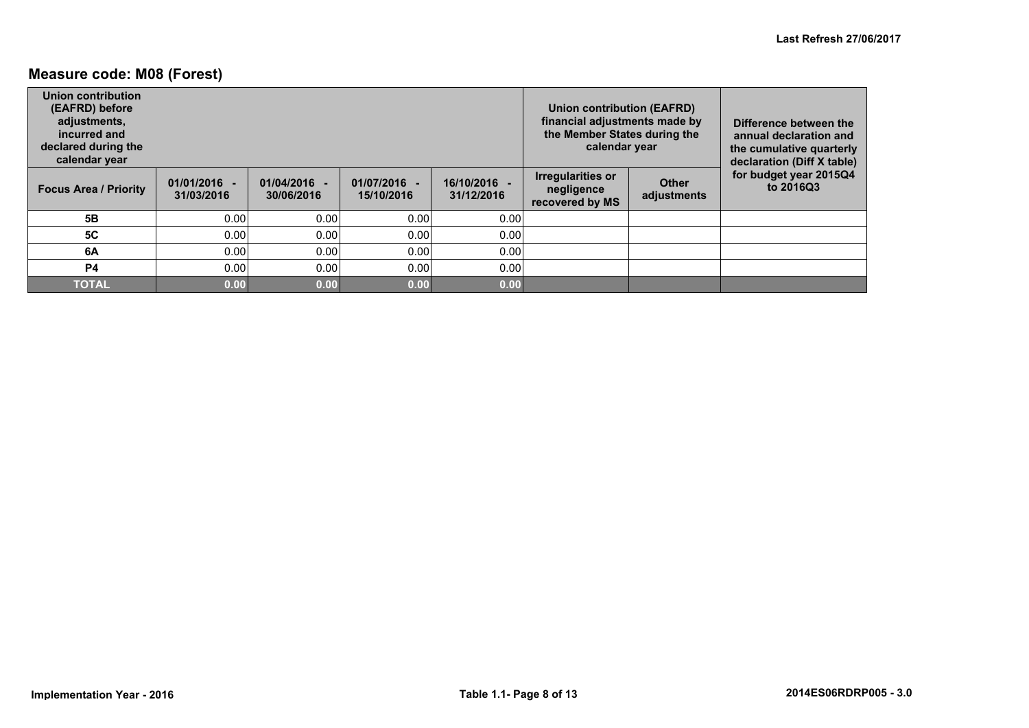## Measure code: M08 (Forest)

| Union contribution (EAFRD) before adjustments, incurred and declared during the calendar year | | | | | Union contribution (EAFRD) financial adjustments made by the Member States during the calendar year | | Difference between the annual declaration and the cumulative quarterly declaration (Diff X table) for budget year 2015Q4 to 2016Q3 |
|---|---|---|---|---|---|---|---|
| Focus Area / Priority | 01/01/2016 - 31/03/2016 | 01/04/2016 - 30/06/2016 | 01/07/2016 - 15/10/2016 | 16/10/2016 - 31/12/2016 | Irregularities or negligence recovered by MS | Other adjustments | |
| 5B | 0.00 | 0.00 | 0.00 | 0.00 | | | |
| 5C | 0.00 | 0.00 | 0.00 | 0.00 | | | |
| 6A | 0.00 | 0.00 | 0.00 | 0.00 | | | |
| P4 | 0.00 | 0.00 | 0.00 | 0.00 | | | |
| **TOTAL** | **0.00** | **0.00** | **0.00** | **0.00** | | | |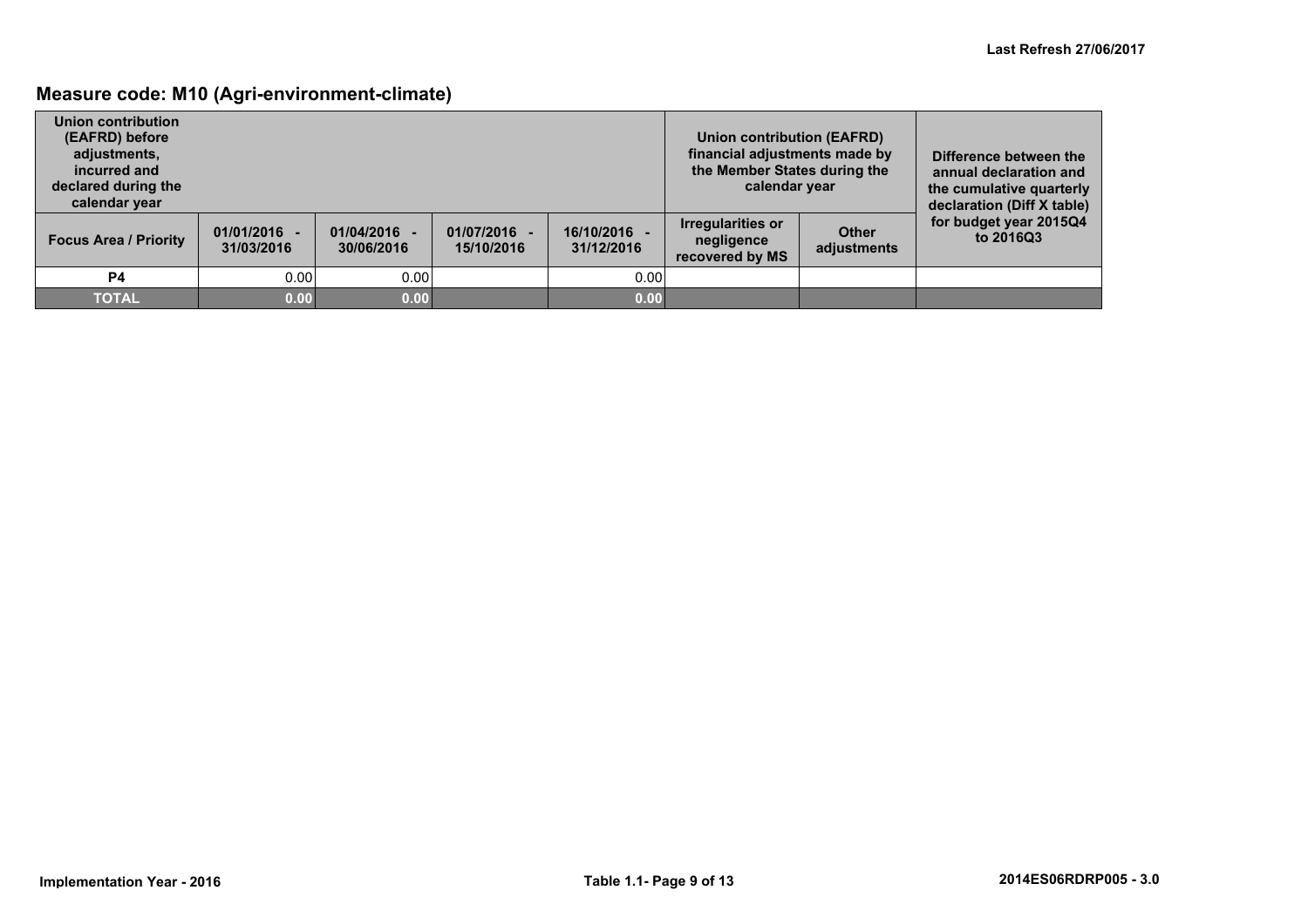## Measure code: M10 (Agri-environment-climate)

| Union contribution (EAFRD) before adjustments, incurred and declared during the calendar year | | | | | Union contribution (EAFRD) financial adjustments made by the Member States during the calendar year | | Difference between the annual declaration and the cumulative quarterly declaration (Diff X table) for budget year 2015Q4 to 2016Q3 |
|---|---|---|---|---|---|---|---|
| Focus Area / Priority | 01/01/2016 - 31/03/2016 | 01/04/2016 - 30/06/2016 | 01/07/2016 - 15/10/2016 | 16/10/2016 - 31/12/2016 | Irregularities or negligence recovered by MS | Other adjustments | |
| P4 | 0.00 | 0.00 | | 0.00 | | | |
| **TOTAL** | **0.00** | **0.00** | | **0.00** | | | |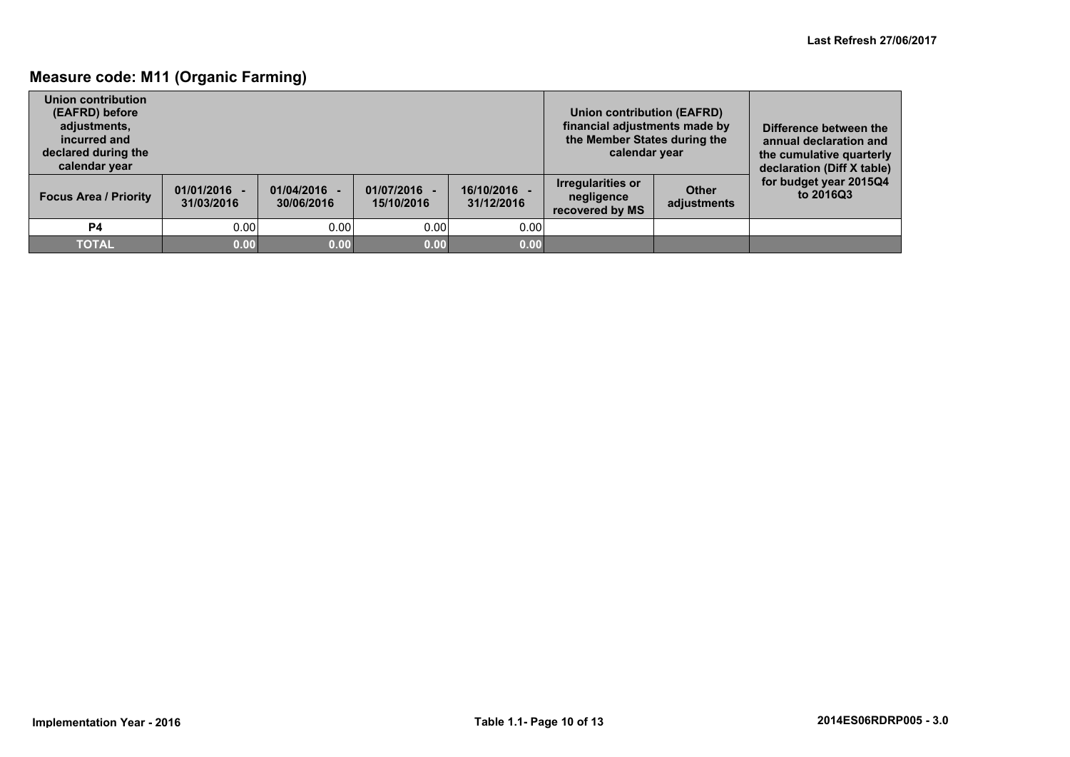## Measure code: M11 (Organic Farming)

| Union contribution (EAFRD) before adjustments, incurred and declared during the calendar year | | | | | Union contribution (EAFRD) financial adjustments made by the Member States during the calendar year | | Difference between the annual declaration and the cumulative quarterly declaration (Diff X table) for budget year 2015Q4 to 2016Q3 |
|---|---|---|---|---|---|---|---|
| Focus Area / Priority | 01/01/2016 - 31/03/2016 | 01/04/2016 - 30/06/2016 | 01/07/2016 - 15/10/2016 | 16/10/2016 - 31/12/2016 | Irregularities or negligence recovered by MS | Other adjustments | |
| P4 | 0.00 | 0.00 | 0.00 | 0.00 | | | |
| **TOTAL** | **0.00** | **0.00** | **0.00** | **0.00** | | | |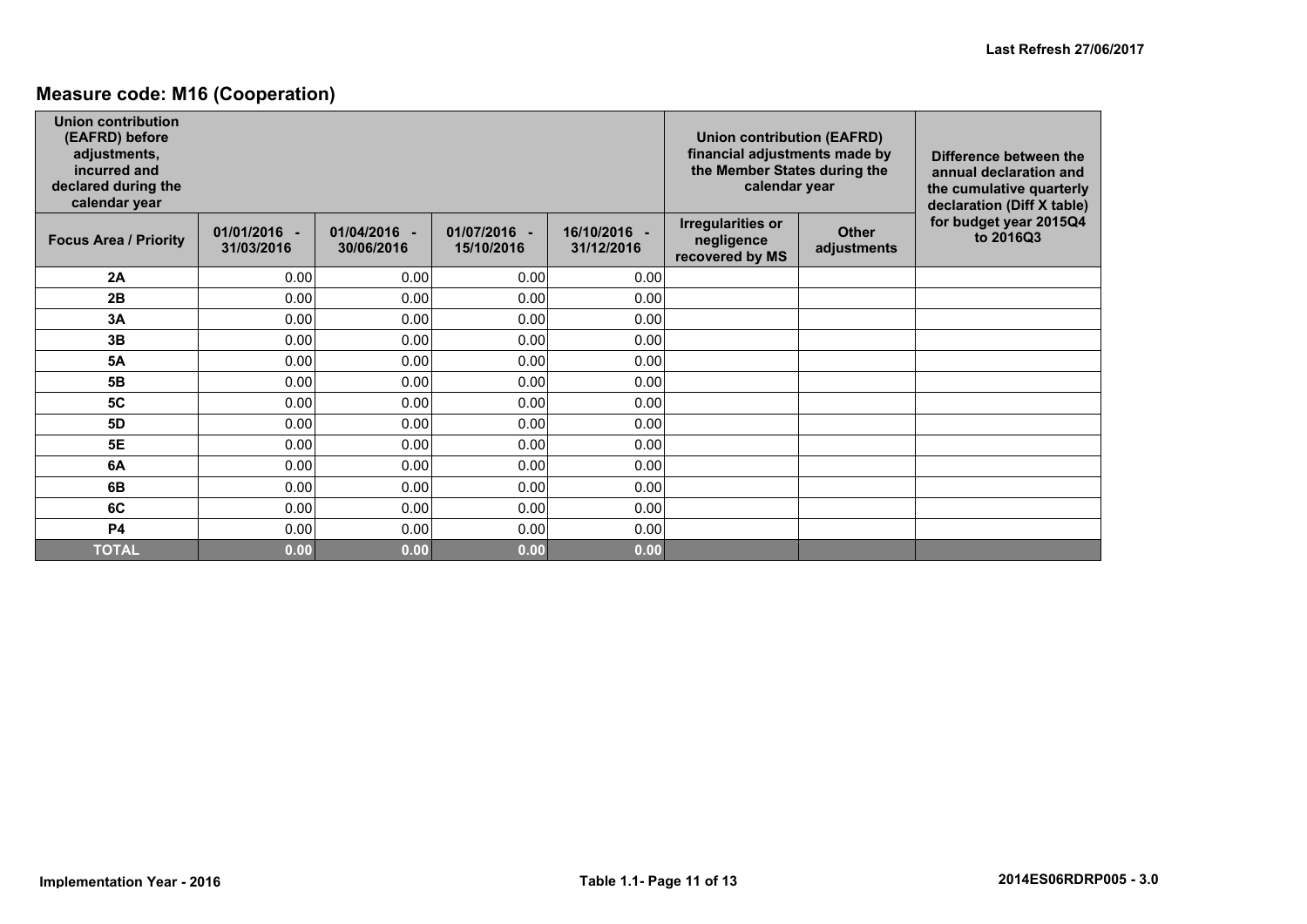## Measure code: M16 (Cooperation)

| Union contribution (EAFRD) before adjustments, incurred and declared during the calendar year | | | | | Union contribution (EAFRD) financial adjustments made by the Member States during the calendar year | | Difference between the annual declaration and the cumulative quarterly declaration (Diff X table) for budget year 2015Q4 to 2016Q3 |
|---|---|---|---|---|---|---|---|
| Focus Area / Priority | 01/01/2016 - 31/03/2016 | 01/04/2016 - 30/06/2016 | 01/07/2016 - 15/10/2016 | 16/10/2016 - 31/12/2016 | Irregularities or negligence recovered by MS | Other adjustments | |
| 2A | 0.00 | 0.00 | 0.00 | 0.00 | | | |
| 2B | 0.00 | 0.00 | 0.00 | 0.00 | | | |
| 3A | 0.00 | 0.00 | 0.00 | 0.00 | | | |
| 3B | 0.00 | 0.00 | 0.00 | 0.00 | | | |
| 5A | 0.00 | 0.00 | 0.00 | 0.00 | | | |
| 5B | 0.00 | 0.00 | 0.00 | 0.00 | | | |
| 5C | 0.00 | 0.00 | 0.00 | 0.00 | | | |
| 5D | 0.00 | 0.00 | 0.00 | 0.00 | | | |
| 5E | 0.00 | 0.00 | 0.00 | 0.00 | | | |
| 6A | 0.00 | 0.00 | 0.00 | 0.00 | | | |
| 6B | 0.00 | 0.00 | 0.00 | 0.00 | | | |
| 6C | 0.00 | 0.00 | 0.00 | 0.00 | | | |
| P4 | 0.00 | 0.00 | 0.00 | 0.00 | | | |
| **TOTAL** | **0.00** | **0.00** | **0.00** | **0.00** | | | |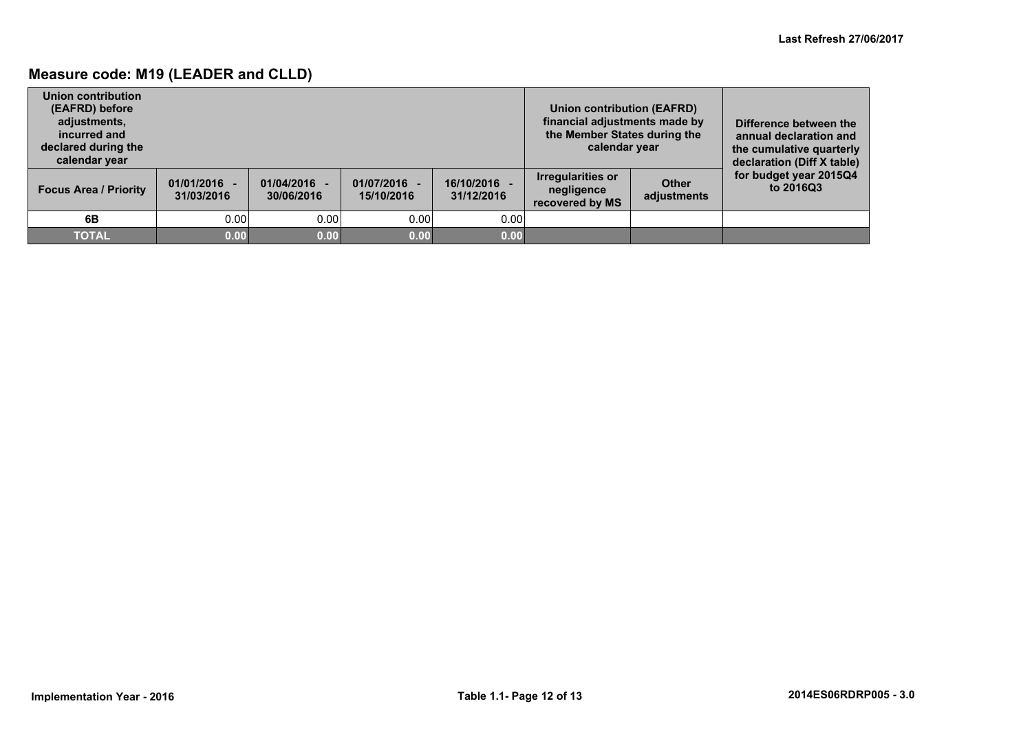## Measure code: M19 (LEADER and CLLD)

| Union contribution (EAFRD) before adjustments, incurred and declared during the calendar year | | | | | Union contribution (EAFRD) financial adjustments made by the Member States during the calendar year | | Difference between the annual declaration and the cumulative quarterly declaration (Diff X table) for budget year 2015Q4 to 2016Q3 |
|---|---|---|---|---|---|---|---|
| Focus Area / Priority | 01/01/2016 - 31/03/2016 | 01/04/2016 - 30/06/2016 | 01/07/2016 - 15/10/2016 | 16/10/2016 - 31/12/2016 | Irregularities or negligence recovered by MS | Other adjustments | |
| 6B | 0.00 | 0.00 | 0.00 | 0.00 | | | |
| **TOTAL** | **0.00** | **0.00** | **0.00** | **0.00** | | | |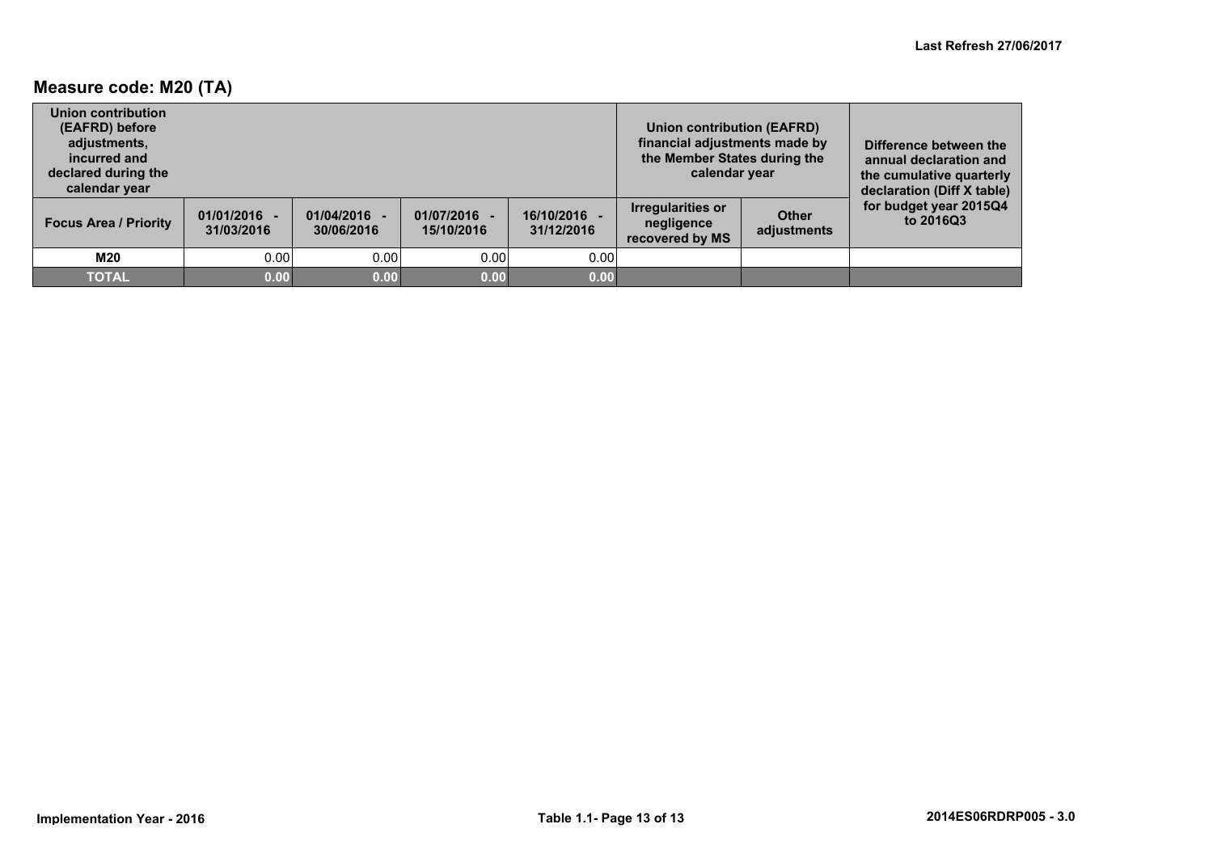Last Refresh 27/06/2017

## Measure code: M20 (TA)

| Union contribution (EAFRD) before adjustments, incurred and declared during the calendar year | | | | | Union contribution (EAFRD) financial adjustments made by the Member States during the calendar year | | Difference between the annual declaration and the cumulative quarterly declaration (Diff X table) for budget year 2015Q4 to 2016Q3 |
|---|---|---|---|---|---|---|---|
| Focus Area / Priority | 01/01/2016 - 31/03/2016 | 01/04/2016 - 30/06/2016 | 01/07/2016 - 15/10/2016 | 16/10/2016 - 31/12/2016 | Irregularities or negligence recovered by MS | Other adjustments | |
| **M20** | 0.00 | 0.00 | 0.00 | 0.00 | | | |
| **TOTAL** | **0.00** | **0.00** | **0.00** | **0.00** | | | |

Implementation Year - 2016

2014ES06RDRP005 - 3.0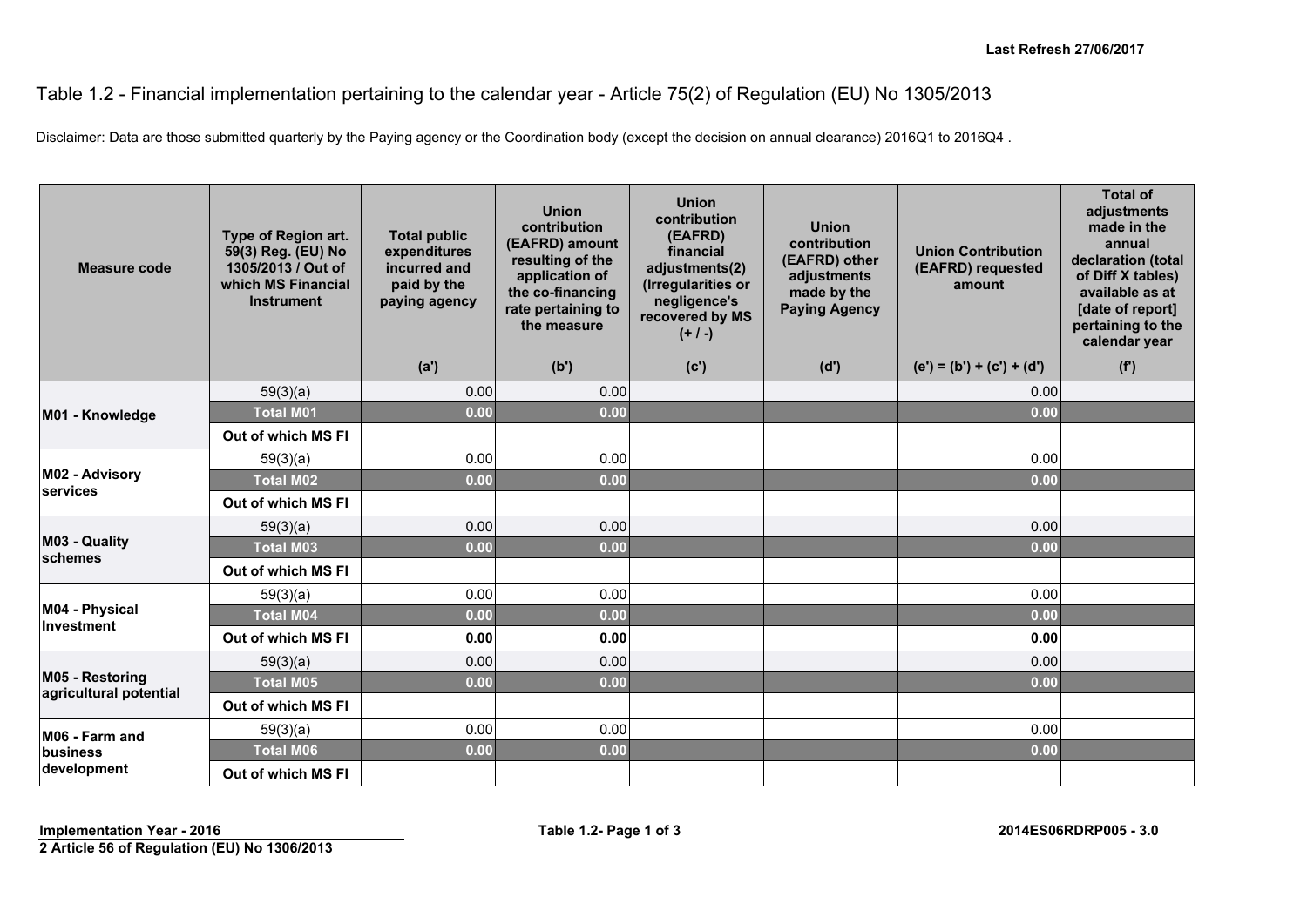Last Refresh 27/06/2017

# Table 1.2 - Financial implementation pertaining to the calendar year - Article 75(2) of Regulation (EU) No 1305/2013

Disclaimer: Data are those submitted quarterly by the Paying agency or the Coordination body (except the decision on annual clearance) 2016Q1 to 2016Q4 .

| Measure code | Type of Region art. 59(3) Reg. (EU) No 1305/2013 / Out of which MS Financial Instrument | Total public expenditures incurred and paid by the paying agency | Union contribution (EAFRD) amount resulting of the application of the co-financing rate pertaining to the measure | Union contribution (EAFRD) financial adjustments(2) (Irregularities or negligence's recovered by MS (+ / -) | Union contribution (EAFRD) other adjustments made by the Paying Agency | Union Contribution (EAFRD) requested amount | Total of adjustments made in the annual declaration (total of Diff X tables) available as at [date of report] pertaining to the calendar year |
|---|---|---|---|---|---|---|---|
| | | (a') | (b') | (c') | (d') | (e') = (b') + (c') + (d') | (f') |
| M01 - Knowledge | 59(3)(a) | 0.00 | 0.00 | | | 0.00 | |
| | **Total M01** | **0.00** | **0.00** | | | **0.00** | |
| | **Out of which MS FI** | | | | | | |
| M02 - Advisory services | 59(3)(a) | 0.00 | 0.00 | | | 0.00 | |
| | **Total M02** | **0.00** | **0.00** | | | **0.00** | |
| | **Out of which MS FI** | | | | | | |
| M03 - Quality schemes | 59(3)(a) | 0.00 | 0.00 | | | 0.00 | |
| | **Total M03** | **0.00** | **0.00** | | | **0.00** | |
| | **Out of which MS FI** | | | | | | |
| M04 - Physical Investment | 59(3)(a) | 0.00 | 0.00 | | | 0.00 | |
| | **Total M04** | **0.00** | **0.00** | | | **0.00** | |
| | **Out of which MS FI** | **0.00** | **0.00** | | | **0.00** | |
| M05 - Restoring agricultural potential | 59(3)(a) | 0.00 | 0.00 | | | 0.00 | |
| | **Total M05** | **0.00** | **0.00** | | | **0.00** | |
| | **Out of which MS FI** | | | | | | |
| M06 - Farm and business development | 59(3)(a) | 0.00 | 0.00 | | | 0.00 | |
| | **Total M06** | **0.00** | **0.00** | | | **0.00** | |
| | **Out of which MS FI** | | | | | | |

Implementation Year - 2016

2 Article 56 of Regulation (EU) No 1306/2013

2014ES06RDRP005 - 3.0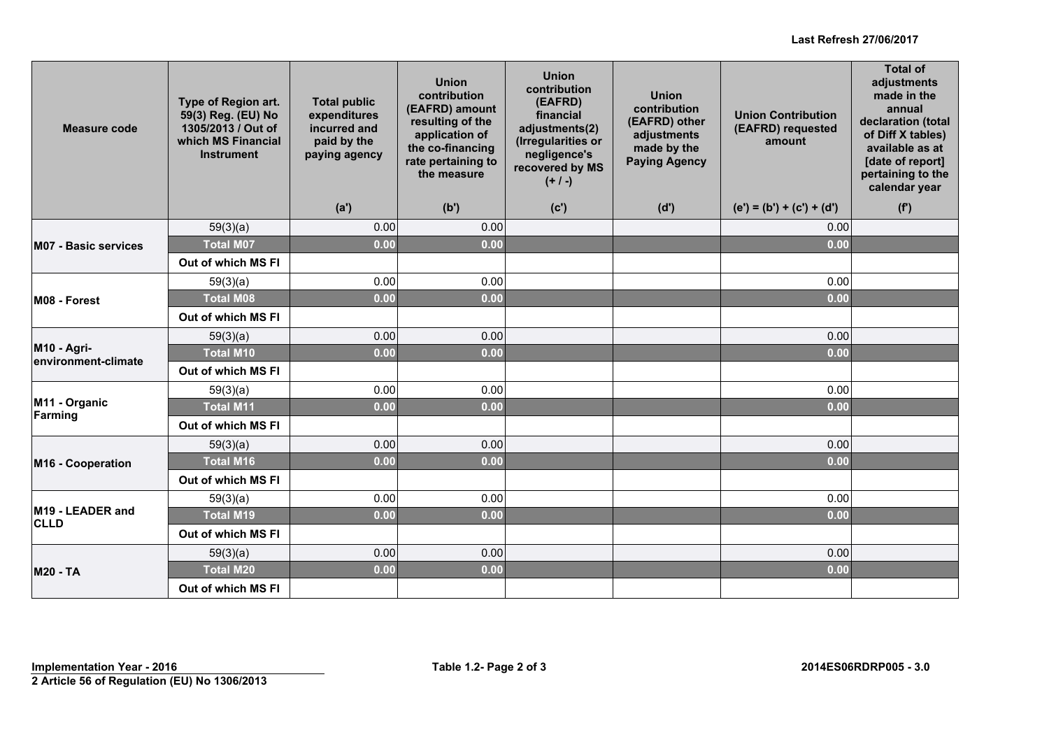Last Refresh 27/06/2017

| Measure code | Type of Region art. 59(3) Reg. (EU) No 1305/2013 / Out of which MS Financial Instrument | Total public expenditures incurred and paid by the paying agency | Union contribution (EAFRD) amount resulting of the application of the co-financing rate pertaining to the measure | Union contribution (EAFRD) financial adjustments(2) (Irregularities or negligence's recovered by MS (+ / -) | Union contribution (EAFRD) other adjustments made by the Paying Agency | Union Contribution (EAFRD) requested amount | Total of adjustments made in the annual declaration (total of Diff X tables) available as at [date of report] pertaining to the calendar year |
|---|---|---|---|---|---|---|---|
| | | (a') | (b') | (c') | (d') | (e') = (b') + (c') + (d') | (f') |
| M07 - Basic services | 59(3)(a) | 0.00 | 0.00 | | | 0.00 | |
| | **Total M07** | **0.00** | **0.00** | | | **0.00** | |
| | **Out of which MS FI** | | | | | | |
| M08 - Forest | 59(3)(a) | 0.00 | 0.00 | | | 0.00 | |
| | **Total M08** | **0.00** | **0.00** | | | **0.00** | |
| | **Out of which MS FI** | | | | | | |
| M10 - Agri-environment-climate | 59(3)(a) | 0.00 | 0.00 | | | 0.00 | |
| | **Total M10** | **0.00** | **0.00** | | | **0.00** | |
| | **Out of which MS FI** | | | | | | |
| M11 - Organic Farming | 59(3)(a) | 0.00 | 0.00 | | | 0.00 | |
| | **Total M11** | **0.00** | **0.00** | | | **0.00** | |
| | **Out of which MS FI** | | | | | | |
| M16 - Cooperation | 59(3)(a) | 0.00 | 0.00 | | | 0.00 | |
| | **Total M16** | **0.00** | **0.00** | | | **0.00** | |
| | **Out of which MS FI** | | | | | | |
| M19 - LEADER and CLLD | 59(3)(a) | 0.00 | 0.00 | | | 0.00 | |
| | **Total M19** | **0.00** | **0.00** | | | **0.00** | |
| | **Out of which MS FI** | | | | | | |
| M20 - TA | 59(3)(a) | 0.00 | 0.00 | | | 0.00 | |
| | **Total M20** | **0.00** | **0.00** | | | **0.00** | |
| | **Out of which MS FI** | | | | | | |

**Implementation Year - 2016** | **Table 1.2- Page 2 of 3** | **2014ES06RDRP005 - 3.0**

**2 Article 56 of Regulation (EU) No 1306/2013**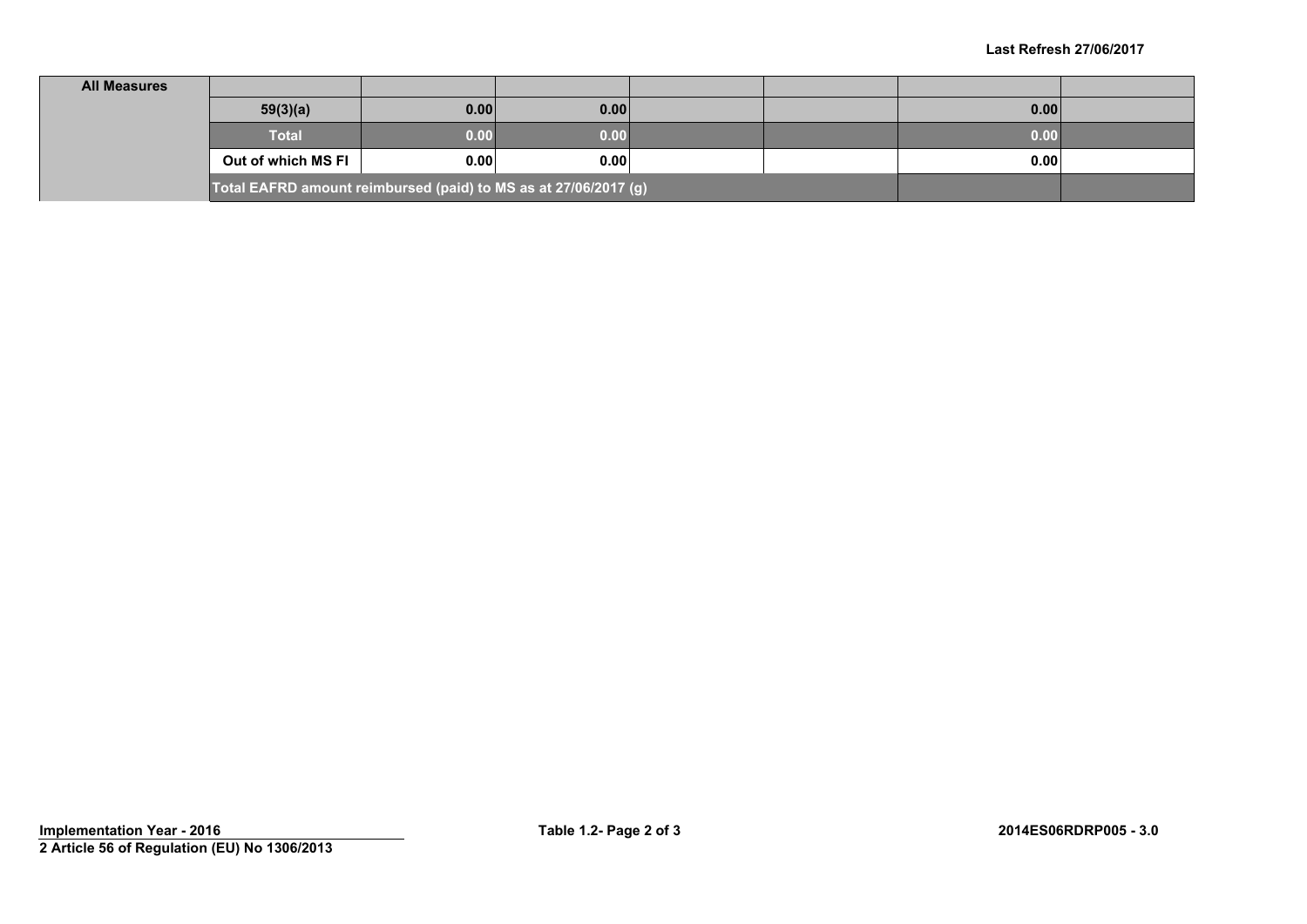| All Measures | | | | | | | |
|---|---|---|---|---|---|---|---|
| | **59(3)(a)** | **0.00** | **0.00** | | | **0.00** | |
| | **Total** | **0.00** | **0.00** | | | **0.00** | |
| | **Out of which MS FI** | **0.00** | **0.00** | | | **0.00** | |
| | **Total EAFRD amount reimbursed (paid) to MS as at 27/06/2017 (g)** | | | | | | |

2 Article 56 of Regulation (EU) No 1306/2013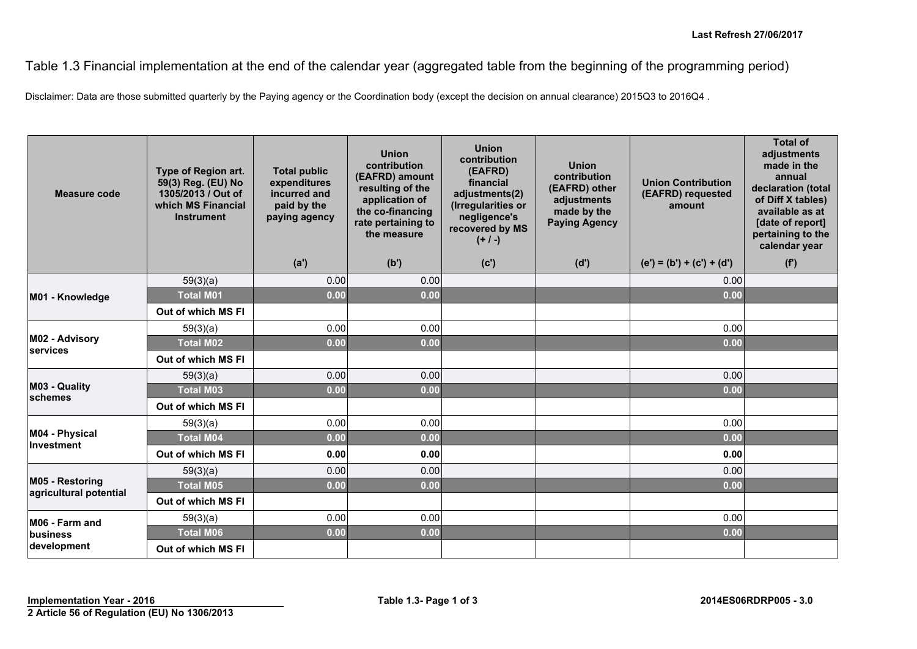Last Refresh 27/06/2017

# Table 1.3 Financial implementation at the end of the calendar year (aggregated table from the beginning of the programming period)

Disclaimer: Data are those submitted quarterly by the Paying agency or the Coordination body (except the decision on annual clearance) 2015Q3 to 2016Q4 .

| Measure code | Type of Region art. 59(3) Reg. (EU) No 1305/2013 / Out of which MS Financial Instrument | Total public expenditures incurred and paid by the paying agency | Union contribution (EAFRD) amount resulting of the application of the co-financing rate pertaining to the measure | Union contribution (EAFRD) financial adjustments(2) (Irregularities or negligence's recovered by MS (+ / -) | Union contribution (EAFRD) other adjustments made by the Paying Agency | Union Contribution (EAFRD) requested amount | Total of adjustments made in the annual declaration (total of Diff X tables) available as at [date of report] pertaining to the calendar year |
|---|---|---|---|---|---|---|---|
| | | (a') | (b') | (c') | (d') | (e') = (b') + (c') + (d') | (f') |
| M01 - Knowledge | 59(3)(a) | 0.00 | 0.00 | | | 0.00 | |
| | **Total M01** | **0.00** | **0.00** | | | **0.00** | |
| | **Out of which MS FI** | | | | | | |
| M02 - Advisory services | 59(3)(a) | 0.00 | 0.00 | | | 0.00 | |
| | **Total M02** | **0.00** | **0.00** | | | **0.00** | |
| | **Out of which MS FI** | | | | | | |
| M03 - Quality schemes | 59(3)(a) | 0.00 | 0.00 | | | 0.00 | |
| | **Total M03** | **0.00** | **0.00** | | | **0.00** | |
| | **Out of which MS FI** | | | | | | |
| M04 - Physical Investment | 59(3)(a) | 0.00 | 0.00 | | | 0.00 | |
| | **Total M04** | **0.00** | **0.00** | | | **0.00** | |
| | **Out of which MS FI** | **0.00** | **0.00** | | | **0.00** | |
| M05 - Restoring agricultural potential | 59(3)(a) | 0.00 | 0.00 | | | 0.00 | |
| | **Total M05** | **0.00** | **0.00** | | | **0.00** | |
| | **Out of which MS FI** | | | | | | |
| M06 - Farm and business development | 59(3)(a) | 0.00 | 0.00 | | | 0.00 | |
| | **Total M06** | **0.00** | **0.00** | | | **0.00** | |
| | **Out of which MS FI** | | | | | | |

**Implementation Year - 2016**

**2 Article 56 of Regulation (EU) No 1306/2013**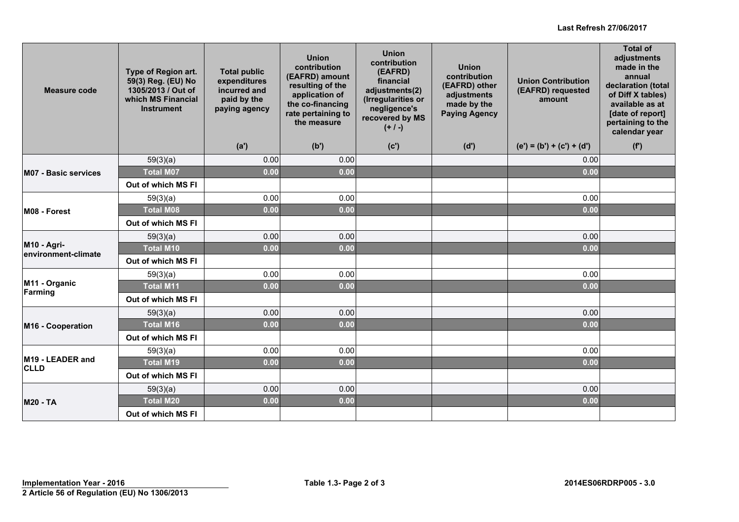Last Refresh 27/06/2017

| Measure code | Type of Region art. 59(3) Reg. (EU) No 1305/2013 / Out of which MS Financial Instrument | Total public expenditures incurred and paid by the paying agency | Union contribution (EAFRD) amount resulting of the application of the co-financing rate pertaining to the measure | Union contribution (EAFRD) financial adjustments(2) (Irregularities or negligence's recovered by MS (+ / -) | Union contribution (EAFRD) other adjustments made by the Paying Agency | Union Contribution (EAFRD) requested amount | Total of adjustments made in the annual declaration (total of Diff X tables) available as at [date of report] pertaining to the calendar year |
|---|---|---|---|---|---|---|---|
| | | (a') | (b') | (c') | (d') | (e') = (b') + (c') + (d') | (f') |
| M07 - Basic services | 59(3)(a) | 0.00 | 0.00 | | | 0.00 | |
| | **Total M07** | **0.00** | **0.00** | | | **0.00** | |
| | **Out of which MS FI** | | | | | | |
| M08 - Forest | 59(3)(a) | 0.00 | 0.00 | | | 0.00 | |
| | **Total M08** | **0.00** | **0.00** | | | **0.00** | |
| | **Out of which MS FI** | | | | | | |
| M10 - Agri-environment-climate | 59(3)(a) | 0.00 | 0.00 | | | 0.00 | |
| | **Total M10** | **0.00** | **0.00** | | | **0.00** | |
| | **Out of which MS FI** | | | | | | |
| M11 - Organic Farming | 59(3)(a) | 0.00 | 0.00 | | | 0.00 | |
| | **Total M11** | **0.00** | **0.00** | | | **0.00** | |
| | **Out of which MS FI** | | | | | | |
| M16 - Cooperation | 59(3)(a) | 0.00 | 0.00 | | | 0.00 | |
| | **Total M16** | **0.00** | **0.00** | | | **0.00** | |
| | **Out of which MS FI** | | | | | | |
| M19 - LEADER and CLLD | 59(3)(a) | 0.00 | 0.00 | | | 0.00 | |
| | **Total M19** | **0.00** | **0.00** | | | **0.00** | |
| | **Out of which MS FI** | | | | | | |
| M20 - TA | 59(3)(a) | 0.00 | 0.00 | | | 0.00 | |
| | **Total M20** | **0.00** | **0.00** | | | **0.00** | |
| | **Out of which MS FI** | | | | | | |

**Implementation Year - 2016** — **Table 1.3- Page 2 of 3** — **2014ES06RDRP005 - 3.0**

**2 Article 56 of Regulation (EU) No 1306/2013**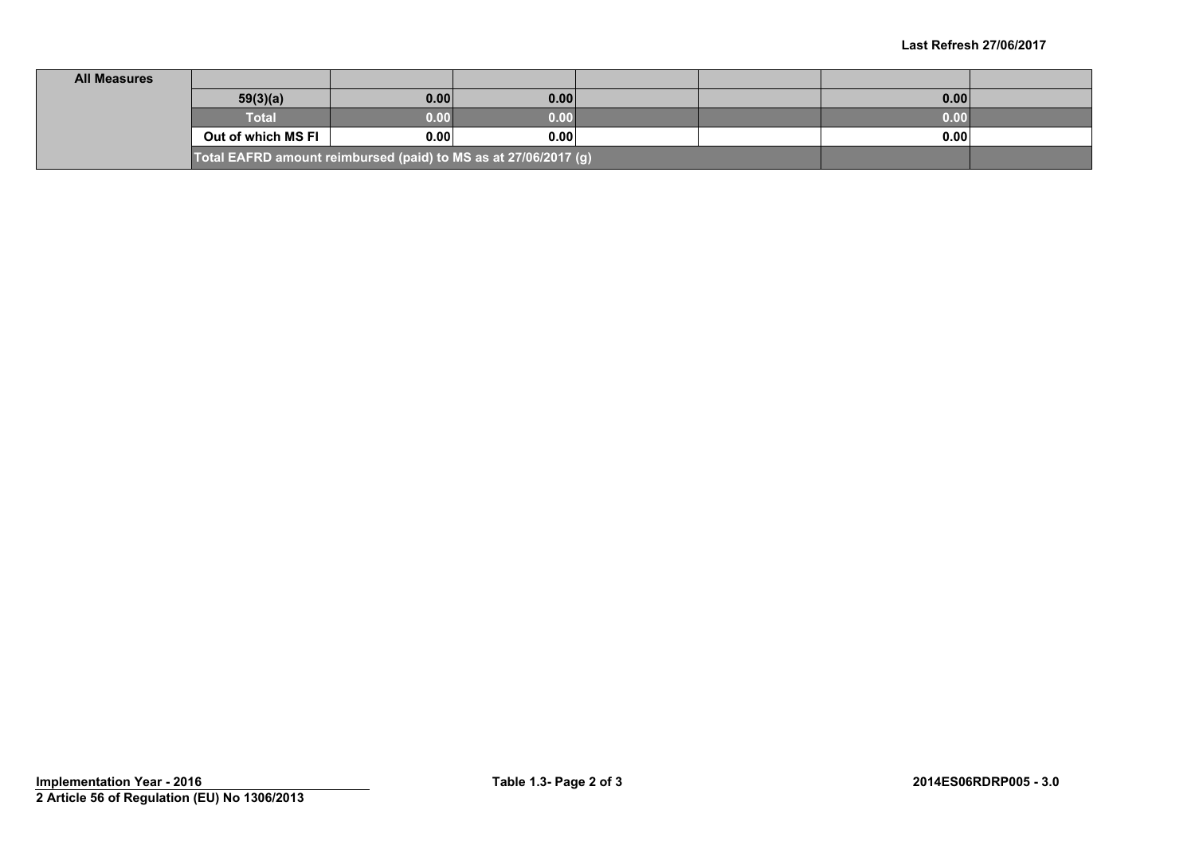| All Measures | | | | | | | |
|---|---|---|---|---|---|---|---|
| | 59(3)(a) | 0.00 | 0.00 | | | 0.00 | |
| | Total | 0.00 | 0.00 | | | 0.00 | |
| | Out of which MS FI | 0.00 | 0.00 | | | 0.00 | |
| | Total EAFRD amount reimbursed (paid) to MS as at 27/06/2017 (g) | | | | | | |

2 Article 56 of Regulation (EU) No 1306/2013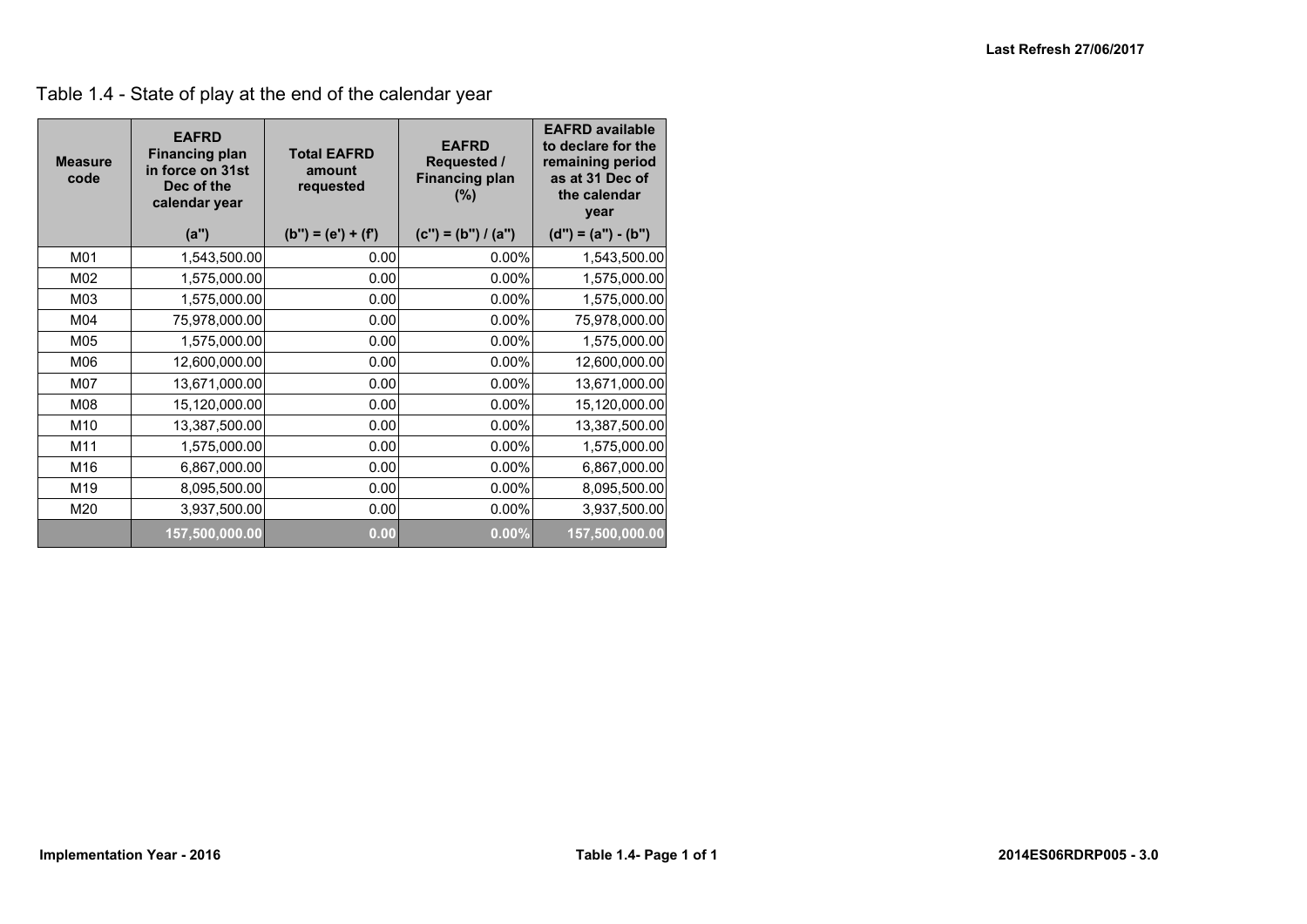# Table 1.4 - State of play at the end of the calendar year

| Measure code | EAFRD Financing plan in force on 31st Dec of the calendar year | Total EAFRD amount requested | EAFRD Requested / Financing plan (%) | EAFRD available to declare for the remaining period as at 31 Dec of the calendar year |
|---|---|---|---|---|
| | (a'') | (b'') = (e') + (f') | (c'') = (b'') / (a'') | (d'') = (a'') - (b'') |
| M01 | 1,543,500.00 | 0.00 | 0.00% | 1,543,500.00 |
| M02 | 1,575,000.00 | 0.00 | 0.00% | 1,575,000.00 |
| M03 | 1,575,000.00 | 0.00 | 0.00% | 1,575,000.00 |
| M04 | 75,978,000.00 | 0.00 | 0.00% | 75,978,000.00 |
| M05 | 1,575,000.00 | 0.00 | 0.00% | 1,575,000.00 |
| M06 | 12,600,000.00 | 0.00 | 0.00% | 12,600,000.00 |
| M07 | 13,671,000.00 | 0.00 | 0.00% | 13,671,000.00 |
| M08 | 15,120,000.00 | 0.00 | 0.00% | 15,120,000.00 |
| M10 | 13,387,500.00 | 0.00 | 0.00% | 13,387,500.00 |
| M11 | 1,575,000.00 | 0.00 | 0.00% | 1,575,000.00 |
| M16 | 6,867,000.00 | 0.00 | 0.00% | 6,867,000.00 |
| M19 | 8,095,500.00 | 0.00 | 0.00% | 8,095,500.00 |
| M20 | 3,937,500.00 | 0.00 | 0.00% | 3,937,500.00 |
| | **157,500,000.00** | **0.00** | **0.00%** | **157,500,000.00** |